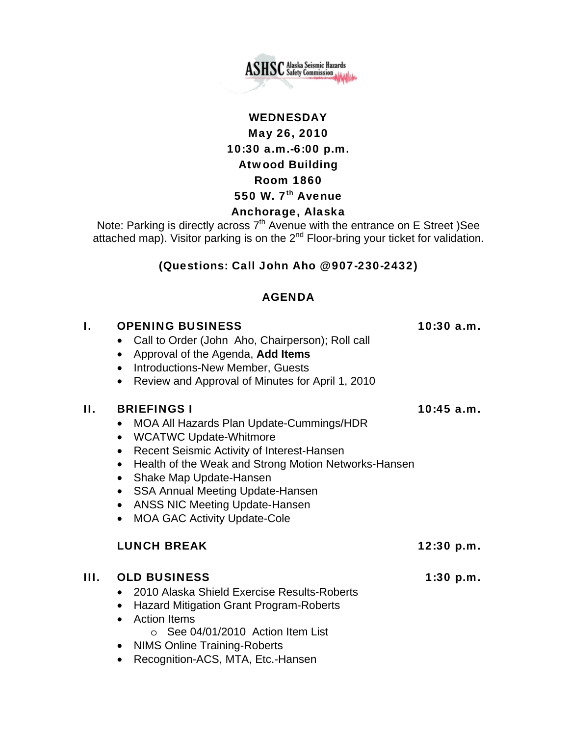ASHSC Alaska Seismic Hazards Safety Commission

**WEDNESDAY**
**May 26, 2010**
**10:30 a.m.-6:00 p.m.**
**Atwood Building**
**Room 1860**
**550 W. 7th Avenue**
**Anchorage, Alaska**

Note: Parking is directly across 7th Avenue with the entrance on E Street )See attached map). Visitor parking is on the 2nd Floor-bring your ticket for validation.

**(Questions: Call John Aho @907-230-2432)**

## AGENDA

### I. OPENING BUSINESS — 10:30 a.m.

- Call to Order (John Aho, Chairperson); Roll call
- Approval of the Agenda, **Add Items**
- Introductions-New Member, Guests
- Review and Approval of Minutes for April 1, 2010

### II. BRIEFINGS I — 10:45 a.m.

- MOA All Hazards Plan Update-Cummings/HDR
- WCATWC Update-Whitmore
- Recent Seismic Activity of Interest-Hansen
- Health of the Weak and Strong Motion Networks-Hansen
- Shake Map Update-Hansen
- SSA Annual Meeting Update-Hansen
- ANSS NIC Meeting Update-Hansen
- MOA GAC Activity Update-Cole

### LUNCH BREAK — 12:30 p.m.

### III. OLD BUSINESS — 1:30 p.m.

- 2010 Alaska Shield Exercise Results-Roberts
- Hazard Mitigation Grant Program-Roberts
- Action Items
  - See 04/01/2010 Action Item List
- NIMS Online Training-Roberts
- Recognition-ACS, MTA, Etc.-Hansen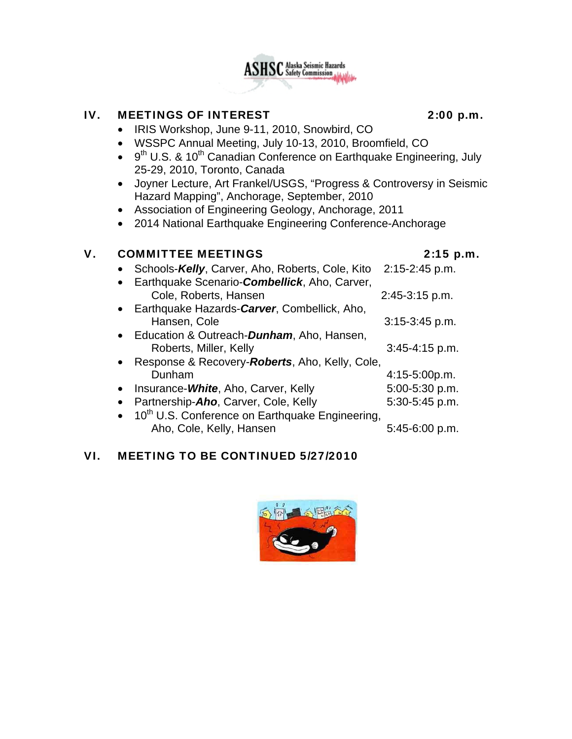## IV. MEETINGS OF INTEREST 2:00 p.m.

- IRIS Workshop, June 9-11, 2010, Snowbird, CO
- WSSPC Annual Meeting, July 10-13, 2010, Broomfield, CO
- 9th U.S. & 10th Canadian Conference on Earthquake Engineering, July 25-29, 2010, Toronto, Canada
- Joyner Lecture, Art Frankel/USGS, "Progress & Controversy in Seismic Hazard Mapping", Anchorage, September, 2010
- Association of Engineering Geology, Anchorage, 2011
- 2014 National Earthquake Engineering Conference-Anchorage

## V. COMMITTEE MEETINGS 2:15 p.m.

- Schools-***Kelly***, Carver, Aho, Roberts, Cole, Kito 2:15-2:45 p.m.
- Earthquake Scenario-***Combellick***, Aho, Carver, Cole, Roberts, Hansen 2:45-3:15 p.m.
- Earthquake Hazards-***Carver***, Combellick, Aho, Hansen, Cole 3:15-3:45 p.m.
- Education & Outreach-***Dunham***, Aho, Hansen, Roberts, Miller, Kelly 3:45-4:15 p.m.
- Response & Recovery-***Roberts***, Aho, Kelly, Cole, Dunham 4:15-5:00p.m.
- Insurance-***White***, Aho, Carver, Kelly 5:00-5:30 p.m.
- Partnership-***Aho***, Carver, Cole, Kelly 5:30-5:45 p.m.
- 10th U.S. Conference on Earthquake Engineering, Aho, Cole, Kelly, Hansen 5:45-6:00 p.m.

## VI. MEETING TO BE CONTINUED 5/27/2010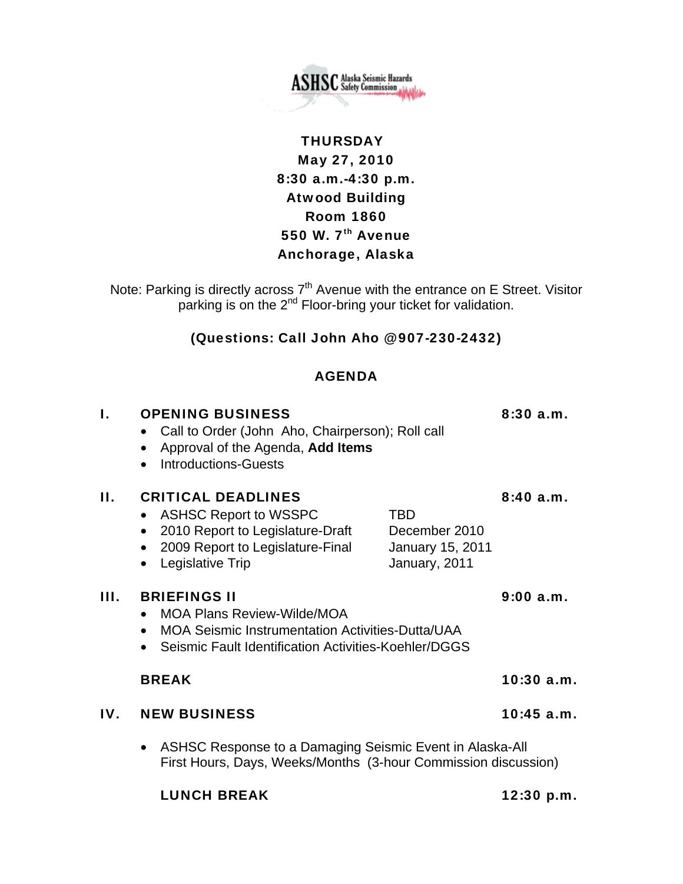**ASHSC** Alaska Seismic Hazards Safety Commission

**THURSDAY**
**May 27, 2010**
**8:30 a.m.-4:30 p.m.**
**Atwood Building**
**Room 1860**
**550 W. 7th Avenue**
**Anchorage, Alaska**

Note: Parking is directly across 7th Avenue with the entrance on E Street. Visitor parking is on the 2nd Floor-bring your ticket for validation.

**(Questions: Call John Aho @907-230-2432)**

## AGENDA

### I. OPENING BUSINESS — 8:30 a.m.

- Call to Order (John Aho, Chairperson); Roll call
- Approval of the Agenda, **Add Items**
- Introductions-Guests

### II. CRITICAL DEADLINES — 8:40 a.m.

- ASHSC Report to WSSPC — TBD
- 2010 Report to Legislature-Draft — December 2010
- 2009 Report to Legislature-Final — January 15, 2011
- Legislative Trip — January, 2011

### III. BRIEFINGS II — 9:00 a.m.

- MOA Plans Review-Wilde/MOA
- MOA Seismic Instrumentation Activities-Dutta/UAA
- Seismic Fault Identification Activities-Koehler/DGGS

**BREAK — 10:30 a.m.**

### IV. NEW BUSINESS — 10:45 a.m.

- ASHSC Response to a Damaging Seismic Event in Alaska-All
  First Hours, Days, Weeks/Months (3-hour Commission discussion)

**LUNCH BREAK — 12:30 p.m.**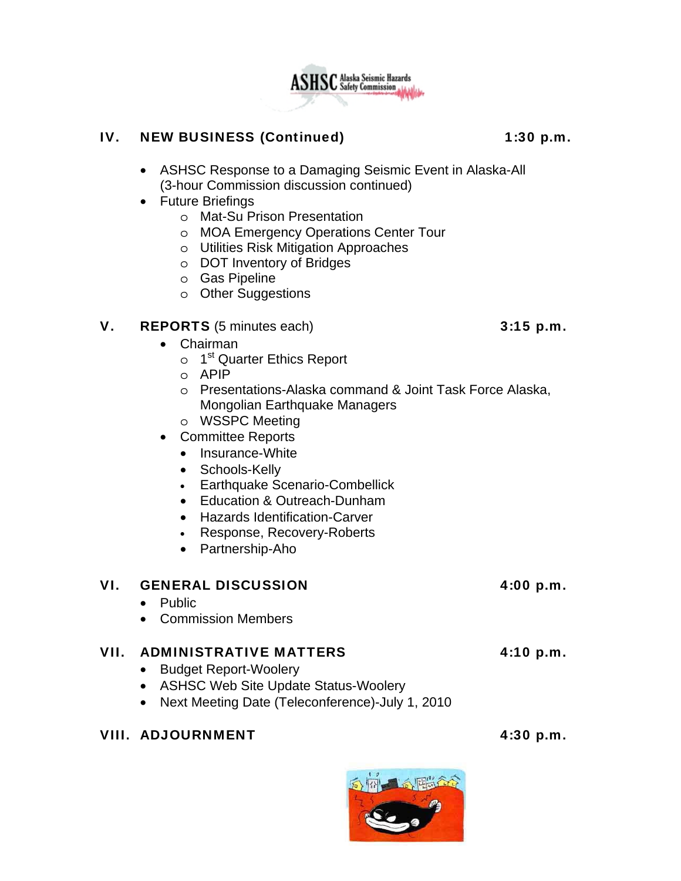## IV. NEW BUSINESS (Continued) 1:30 p.m.

- ASHSC Response to a Damaging Seismic Event in Alaska-All (3-hour Commission discussion continued)
- Future Briefings
  - Mat-Su Prison Presentation
  - MOA Emergency Operations Center Tour
  - Utilities Risk Mitigation Approaches
  - DOT Inventory of Bridges
  - Gas Pipeline
  - Other Suggestions

## V. REPORTS (5 minutes each) 3:15 p.m.

- Chairman
  - 1st Quarter Ethics Report
  - APIP
  - Presentations-Alaska command & Joint Task Force Alaska, Mongolian Earthquake Managers
  - WSSPC Meeting
- Committee Reports
  - Insurance-White
  - Schools-Kelly
  - Earthquake Scenario-Combellick
  - Education & Outreach-Dunham
  - Hazards Identification-Carver
  - Response, Recovery-Roberts
  - Partnership-Aho

## VI. GENERAL DISCUSSION 4:00 p.m.

- Public
- Commission Members

## VII. ADMINISTRATIVE MATTERS 4:10 p.m.

- Budget Report-Woolery
- ASHSC Web Site Update Status-Woolery
- Next Meeting Date (Teleconference)-July 1, 2010

## VIII. ADJOURNMENT 4:30 p.m.